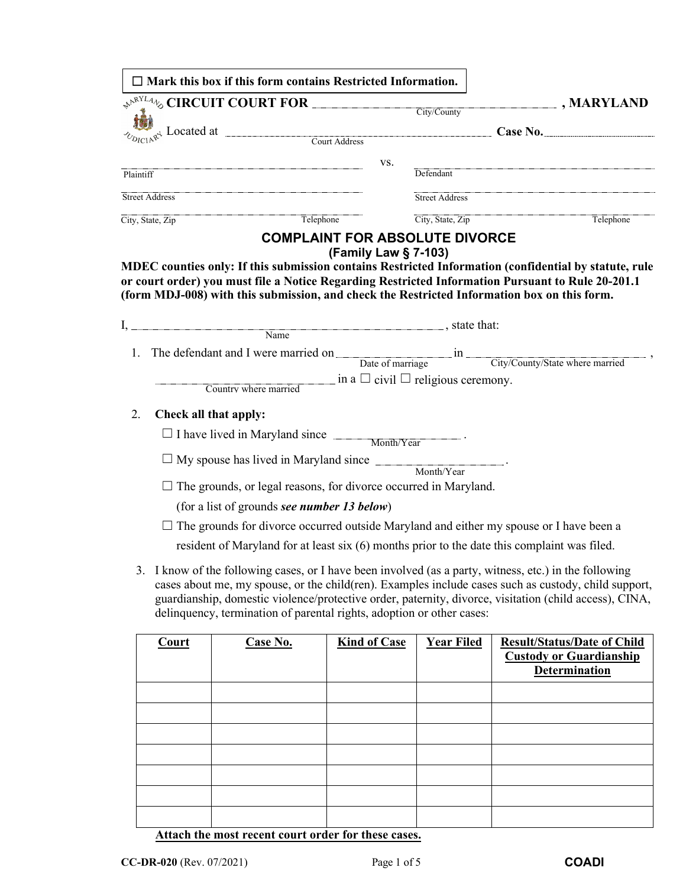☐ **Mark this box if this form contains Restricted Information.**

**CIRCUIT COURT FOR** ______________________ **, MARYLAND**
City/County

Located at ______________________ **Case No.** ______________
Court Address

______________________ vs. ______________________
Plaintiff | Defendant

______________________ ______________________
Street Address | Street Address

______________________ ______________________
City, State, Zip | Telephone | City, State, Zip | Telephone

## COMPLAINT FOR ABSOLUTE DIVORCE
### (Family Law § 7-103)

**MDEC counties only: If this submission contains Restricted Information (confidential by statute, rule or court order) you must file a Notice Regarding Restricted Information Pursuant to Rule 20-201.1 (form MDJ-008) with this submission, and check the Restricted Information box on this form.**

I, ______________________ , state that:
Name

1. The defendant and I were married on ______________ in ______________________ ,
   Date of marriage | City/County/State where married
   ______________________ in a ☐ civil ☐ religious ceremony.
   Country where married

2. **Check all that apply:**

   ☐ I have lived in Maryland since ______________ .
   Month/Year

   ☐ My spouse has lived in Maryland since ______________ .
   Month/Year

   ☐ The grounds, or legal reasons, for divorce occurred in Maryland.
   (for a list of grounds ***see number 13 below***)

   ☐ The grounds for divorce occurred outside Maryland and either my spouse or I have been a resident of Maryland for at least six (6) months prior to the date this complaint was filed.

3. I know of the following cases, or I have been involved (as a party, witness, etc.) in the following cases about me, my spouse, or the child(ren). Examples include cases such as custody, child support, guardianship, domestic violence/protective order, paternity, divorce, visitation (child access), CINA, delinquency, termination of parental rights, adoption or other cases:

| Court | Case No. | Kind of Case | Year Filed | Result/Status/Date of Child Custody or Guardianship Determination |
|---|---|---|---|---|
| | | | | |
| | | | | |
| | | | | |
| | | | | |
| | | | | |
| | | | | |
| | | | | |

**Attach the most recent court order for these cases.**

CC-DR-020 (Rev. 07/2021) **COADI**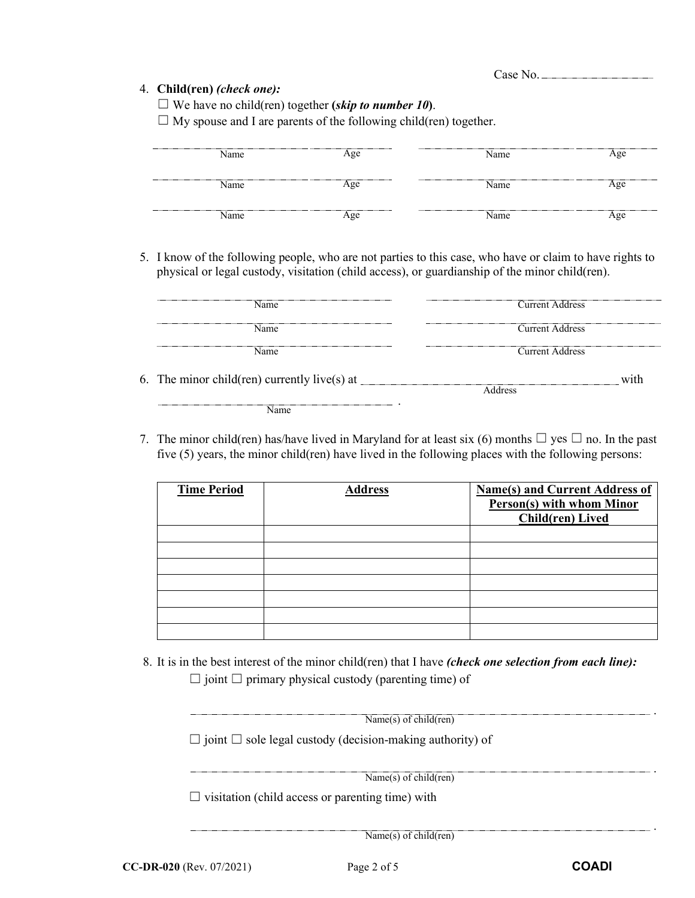Case No. ____________

4. **Child(ren)** ***(check one):***
   ☐ We have no child(ren) together **(*skip to number 10*)**.
   ☐ My spouse and I are parents of the following child(ren) together.

| Name | Age | Name | Age |
|---|---|---|---|
| | | | |
| | | | |
| | | | |

5. I know of the following people, who are not parties to this case, who have or claim to have rights to physical or legal custody, visitation (child access), or guardianship of the minor child(ren).

| Name | Current Address |
|---|---|
| | |
| | |
| | |

6. The minor child(ren) currently live(s) at ______________________ (Address) with ______________________ (Name).

7. The minor child(ren) has/have lived in Maryland for at least six (6) months ☐ yes ☐ no. In the past five (5) years, the minor child(ren) have lived in the following places with the following persons:

| Time Period | Address | Name(s) and Current Address of Person(s) with whom Minor Child(ren) Lived |
|---|---|---|
| | | |
| | | |
| | | |
| | | |
| | | |
| | | |
| | | |

8. It is in the best interest of the minor child(ren) that I have ***(check one selection from each line):***
   ☐ joint ☐ primary physical custody (parenting time) of

   ______________________________________ .
   Name(s) of child(ren)

   ☐ joint ☐ sole legal custody (decision-making authority) of

   ______________________________________ .
   Name(s) of child(ren)

   ☐ visitation (child access or parenting time) with

   ______________________________________ .
   Name(s) of child(ren)

**CC-DR-020** (Rev. 07/2021) **COADI**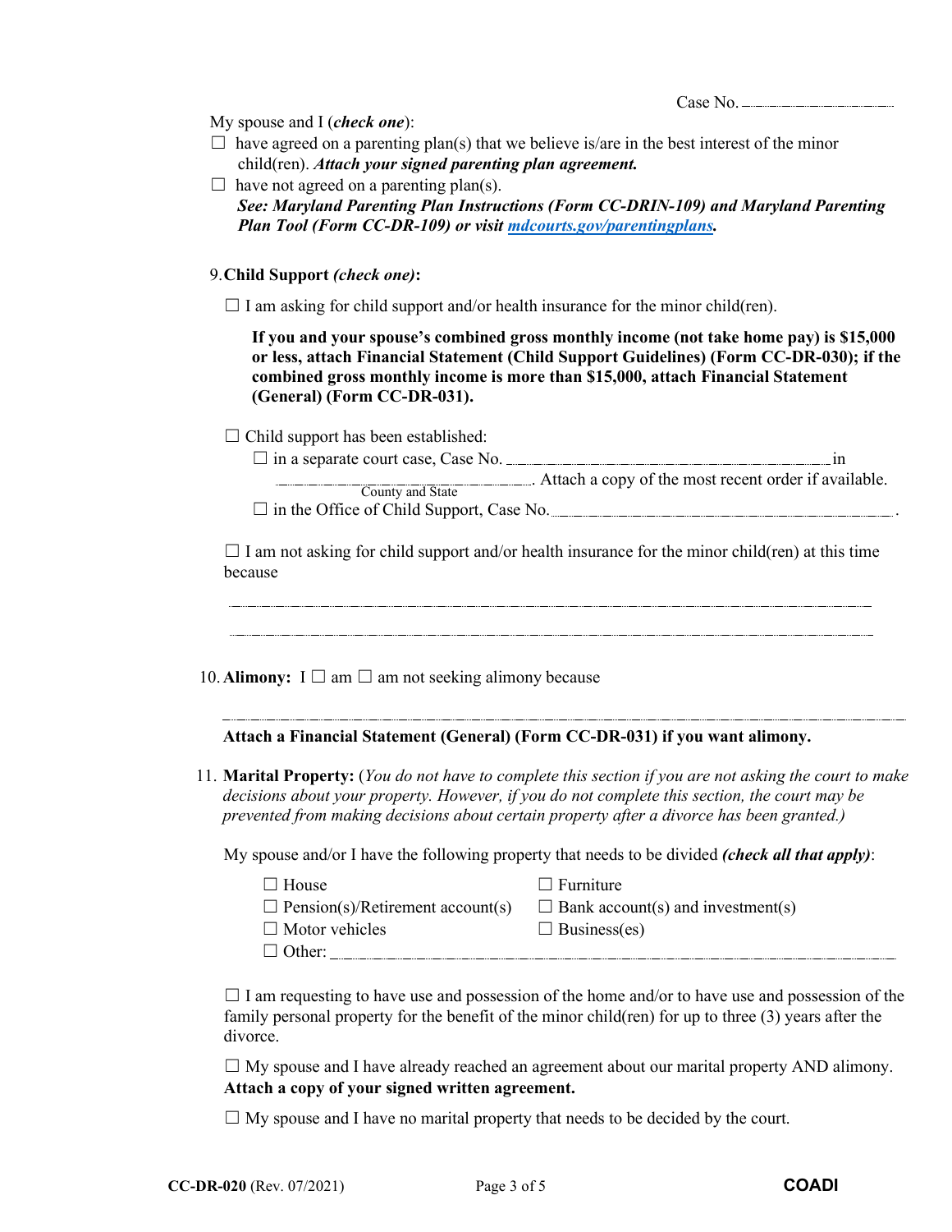Case No. ____________

My spouse and I (***check one***):

☐ have agreed on a parenting plan(s) that we believe is/are in the best interest of the minor child(ren). ***Attach your signed parenting plan agreement.***

☐ have not agreed on a parenting plan(s).
***See: Maryland Parenting Plan Instructions (Form CC-DRIN-109) and Maryland Parenting Plan Tool (Form CC-DR-109) or visit mdcourts.gov/parentingplans.***

9. **Child Support *(check one)*:**

☐ I am asking for child support and/or health insurance for the minor child(ren).

**If you and your spouse's combined gross monthly income (not take home pay) is $15,000 or less, attach Financial Statement (Child Support Guidelines) (Form CC-DR-030); if the combined gross monthly income is more than $15,000, attach Financial Statement (General) (Form CC-DR-031).**

☐ Child support has been established:

☐ in a separate court case, Case No. ____________________ in ____________________ (County and State). Attach a copy of the most recent order if available.

☐ in the Office of Child Support, Case No. ____________________.

☐ I am not asking for child support and/or health insurance for the minor child(ren) at this time because

______________________________________________________________________

______________________________________________________________________

10. **Alimony:** I ☐ am ☐ am not seeking alimony because

______________________________________________________________________

**Attach a Financial Statement (General) (Form CC-DR-031) if you want alimony.**

11. **Marital Property:** (*You do not have to complete this section if you are not asking the court to make decisions about your property. However, if you do not complete this section, the court may be prevented from making decisions about certain property after a divorce has been granted.)*

My spouse and/or I have the following property that needs to be divided ***(check all that apply)***:

☐ House
☐ Pension(s)/Retirement account(s)
☐ Motor vehicles
☐ Furniture
☐ Bank account(s) and investment(s)
☐ Business(es)
☐ Other: ____________________

☐ I am requesting to have use and possession of the home and/or to have use and possession of the family personal property for the benefit of the minor child(ren) for up to three (3) years after the divorce.

☐ My spouse and I have already reached an agreement about our marital property AND alimony. **Attach a copy of your signed written agreement.**

☐ My spouse and I have no marital property that needs to be decided by the court.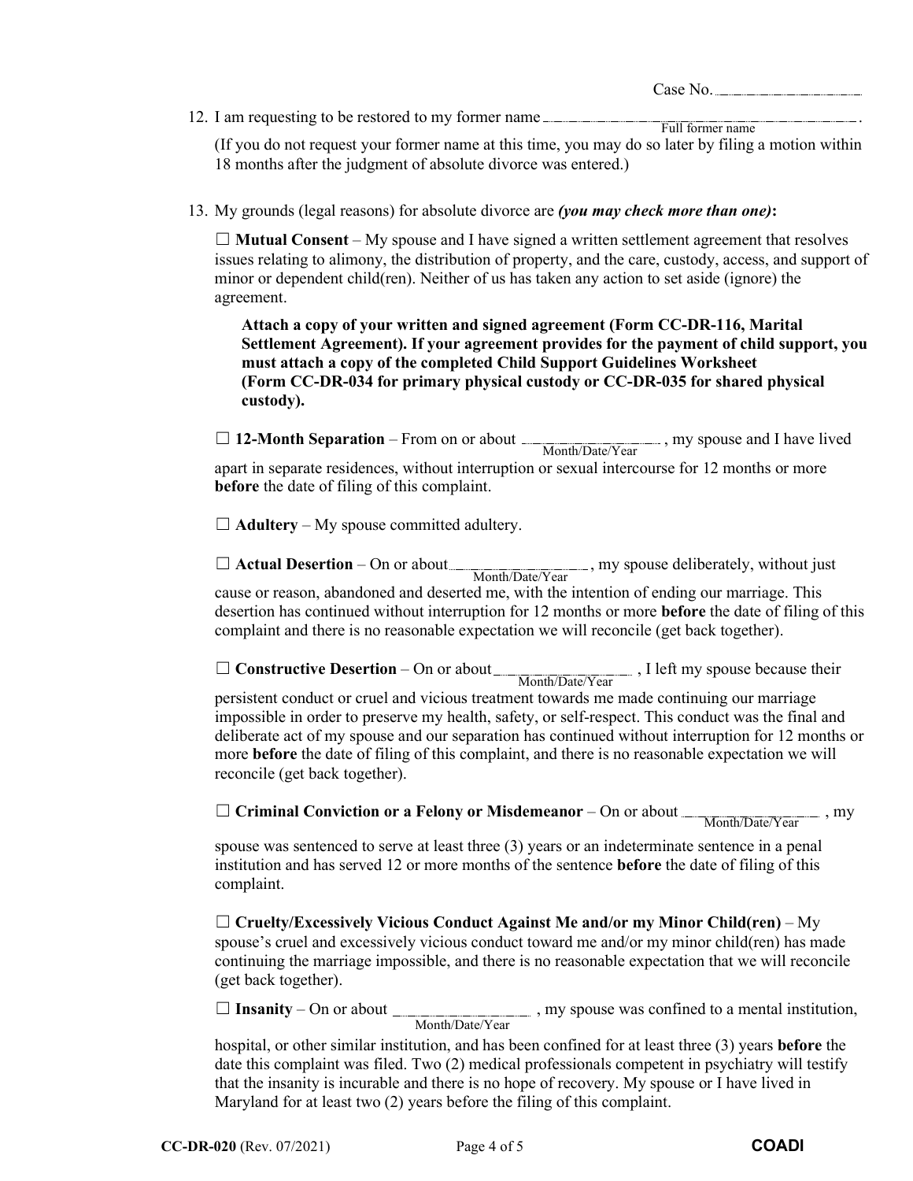Case No. ____________________

12. I am requesting to be restored to my former name ______________________________.
    Full former name

    (If you do not request your former name at this time, you may do so later by filing a motion within 18 months after the judgment of absolute divorce was entered.)

13. My grounds (legal reasons) for absolute divorce are ***(you may check more than one)*:**

    ☐ **Mutual Consent** – My spouse and I have signed a written settlement agreement that resolves issues relating to alimony, the distribution of property, and the care, custody, access, and support of minor or dependent child(ren). Neither of us has taken any action to set aside (ignore) the agreement.

    **Attach a copy of your written and signed agreement (Form CC-DR-116, Marital Settlement Agreement). If your agreement provides for the payment of child support, you must attach a copy of the completed Child Support Guidelines Worksheet (Form CC-DR-034 for primary physical custody or CC-DR-035 for shared physical custody).**

    ☐ **12-Month Separation** – From on or about ____________ (Month/Date/Year), my spouse and I have lived apart in separate residences, without interruption or sexual intercourse for 12 months or more **before** the date of filing of this complaint.

    ☐ **Adultery** – My spouse committed adultery.

    ☐ **Actual Desertion** – On or about ____________ (Month/Date/Year), my spouse deliberately, without just cause or reason, abandoned and deserted me, with the intention of ending our marriage. This desertion has continued without interruption for 12 months or more **before** the date of filing of this complaint and there is no reasonable expectation we will reconcile (get back together).

    ☐ **Constructive Desertion** – On or about ____________ (Month/Date/Year), I left my spouse because their persistent conduct or cruel and vicious treatment towards me made continuing our marriage impossible in order to preserve my health, safety, or self-respect. This conduct was the final and deliberate act of my spouse and our separation has continued without interruption for 12 months or more **before** the date of filing of this complaint, and there is no reasonable expectation we will reconcile (get back together).

    ☐ **Criminal Conviction or a Felony or Misdemeanor** – On or about ____________ (Month/Date/Year), my spouse was sentenced to serve at least three (3) years or an indeterminate sentence in a penal institution and has served 12 or more months of the sentence **before** the date of filing of this complaint.

    ☐ **Cruelty/Excessively Vicious Conduct Against Me and/or my Minor Child(ren)** – My spouse's cruel and excessively vicious conduct toward me and/or my minor child(ren) has made continuing the marriage impossible, and there is no reasonable expectation that we will reconcile (get back together).

    ☐ **Insanity** – On or about ____________ (Month/Date/Year), my spouse was confined to a mental institution, hospital, or other similar institution, and has been confined for at least three (3) years **before** the date this complaint was filed. Two (2) medical professionals competent in psychiatry will testify that the insanity is incurable and there is no hope of recovery. My spouse or I have lived in Maryland for at least two (2) years before the filing of this complaint.

**CC-DR-020** (Rev. 07/2021) **COADI**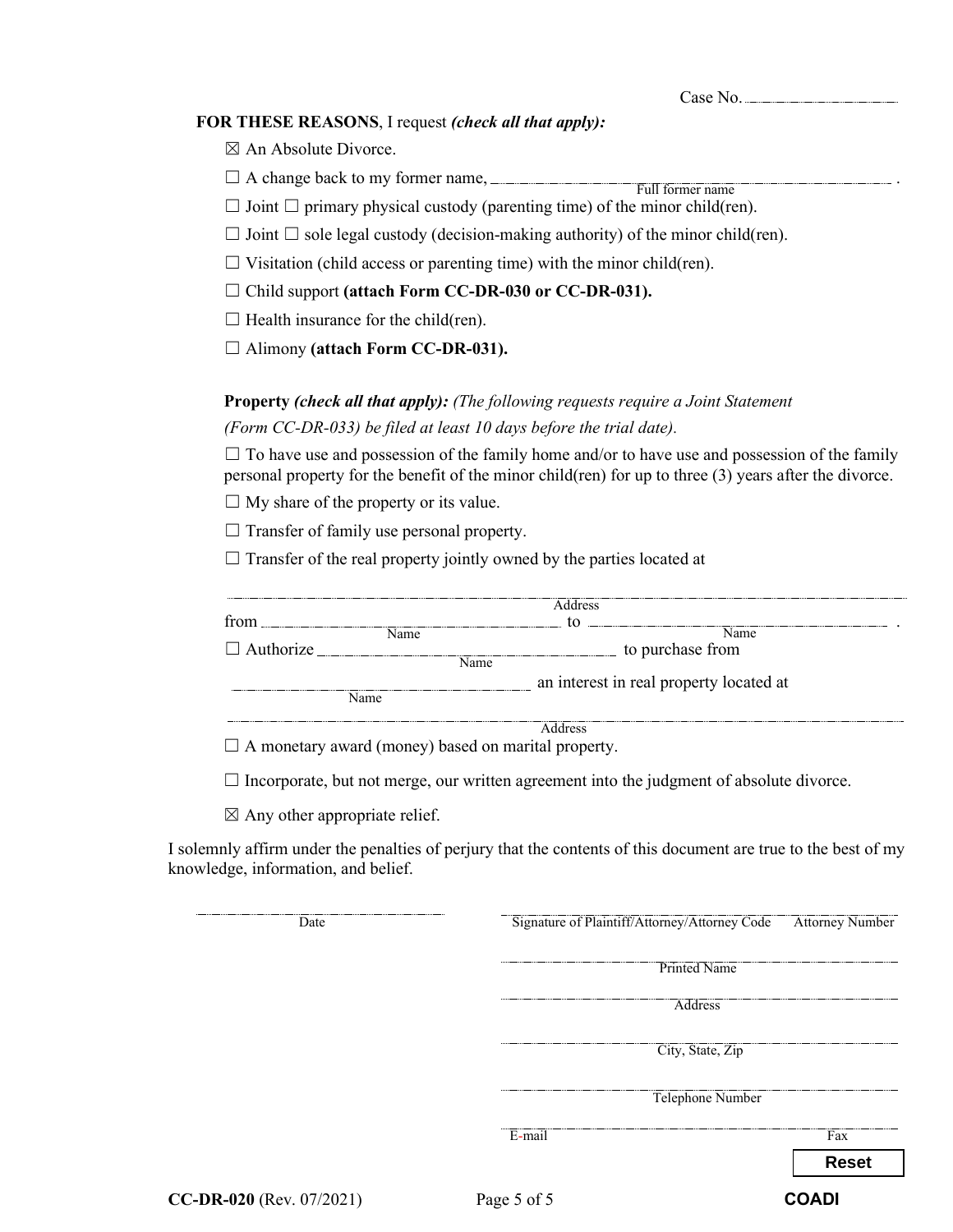Case No. ____________

**FOR THESE REASONS**, I request *(check all that apply):*

☒ An Absolute Divorce.

☐ A change back to my former name, ______________________________ .
Full former name

☐ Joint ☐ primary physical custody (parenting time) of the minor child(ren).

☐ Joint ☐ sole legal custody (decision-making authority) of the minor child(ren).

☐ Visitation (child access or parenting time) with the minor child(ren).

☐ Child support **(attach Form CC-DR-030 or CC-DR-031).**

☐ Health insurance for the child(ren).

☐ Alimony **(attach Form CC-DR-031).**

**Property** ***(check all that apply):*** *(The following requests require a Joint Statement (Form CC-DR-033) be filed at least 10 days before the trial date).*

☐ To have use and possession of the family home and/or to have use and possession of the family personal property for the benefit of the minor child(ren) for up to three (3) years after the divorce.

☐ My share of the property or its value.

☐ Transfer of family use personal property.

☐ Transfer of the real property jointly owned by the parties located at

______________________________________________
Address

from ______________________ to ______________________ .
Name / Name

☐ Authorize ______________________ to purchase from
Name

______________________ an interest in real property located at
Name

______________________________________________
Address

☐ A monetary award (money) based on marital property.

☐ Incorporate, but not merge, our written agreement into the judgment of absolute divorce.

☒ Any other appropriate relief.

I solemnly affirm under the penalties of perjury that the contents of this document are true to the best of my knowledge, information, and belief.

______________________
Date

______________________________________________
Signature of Plaintiff/Attorney/Attorney Code — Attorney Number

______________________________________________
Printed Name

______________________________________________
Address

______________________________________________
City, State, Zip

______________________________________________
Telephone Number

______________________________________________
E-mail — Fax

Reset

CC-DR-020 (Rev. 07/2021) — COADI